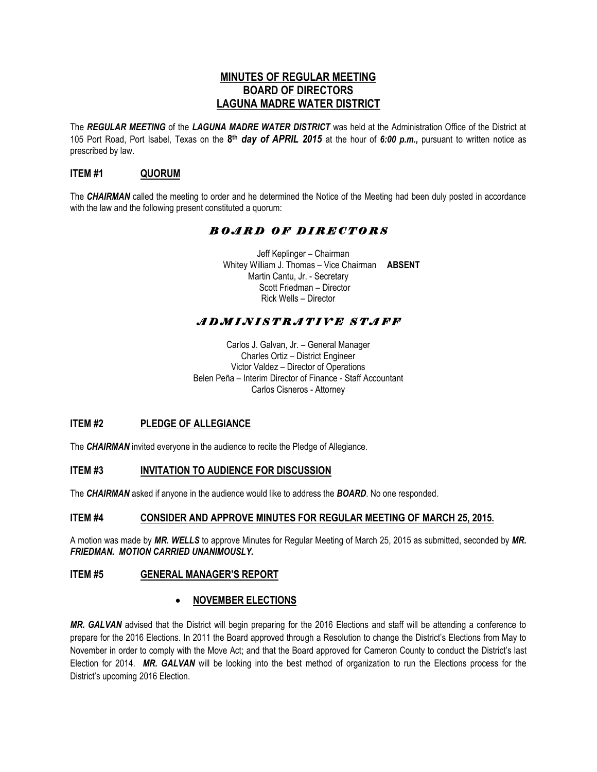# MINUTES OF REGULAR MEETING
# BOARD OF DIRECTORS
# LAGUNA MADRE WATER DISTRICT

The ***REGULAR MEETING*** of the ***LAGUNA MADRE WATER DISTRICT*** was held at the Administration Office of the District at 105 Port Road, Port Isabel, Texas on the **8th *day of APRIL 2015*** at the hour of ***6:00 p.m.,*** pursuant to written notice as prescribed by law.

## ITEM #1 QUORUM

The ***CHAIRMAN*** called the meeting to order and he determined the Notice of the Meeting had been duly posted in accordance with the law and the following present constituted a quorum:

### *BOARD OF DIRECTORS*

Jeff Keplinger – Chairman
Whitey William J. Thomas – Vice Chairman **ABSENT**
Martin Cantu, Jr. - Secretary
Scott Friedman – Director
Rick Wells – Director

### *ADMINISTRATIVE STAFF*

Carlos J. Galvan, Jr. – General Manager
Charles Ortiz – District Engineer
Victor Valdez – Director of Operations
Belen Peña – Interim Director of Finance - Staff Accountant
Carlos Cisneros - Attorney

## ITEM #2 PLEDGE OF ALLEGIANCE

The ***CHAIRMAN*** invited everyone in the audience to recite the Pledge of Allegiance.

## ITEM #3 INVITATION TO AUDIENCE FOR DISCUSSION

The ***CHAIRMAN*** asked if anyone in the audience would like to address the ***BOARD***. No one responded.

## ITEM #4 CONSIDER AND APPROVE MINUTES FOR REGULAR MEETING OF MARCH 25, 2015.

A motion was made by ***MR. WELLS*** to approve Minutes for Regular Meeting of March 25, 2015 as submitted, seconded by ***MR. FRIEDMAN. MOTION CARRIED UNANIMOUSLY.***

## ITEM #5 GENERAL MANAGER'S REPORT

- **NOVEMBER ELECTIONS**

***MR. GALVAN*** advised that the District will begin preparing for the 2016 Elections and staff will be attending a conference to prepare for the 2016 Elections. In 2011 the Board approved through a Resolution to change the District's Elections from May to November in order to comply with the Move Act; and that the Board approved for Cameron County to conduct the District's last Election for 2014. ***MR. GALVAN*** will be looking into the best method of organization to run the Elections process for the District's upcoming 2016 Election.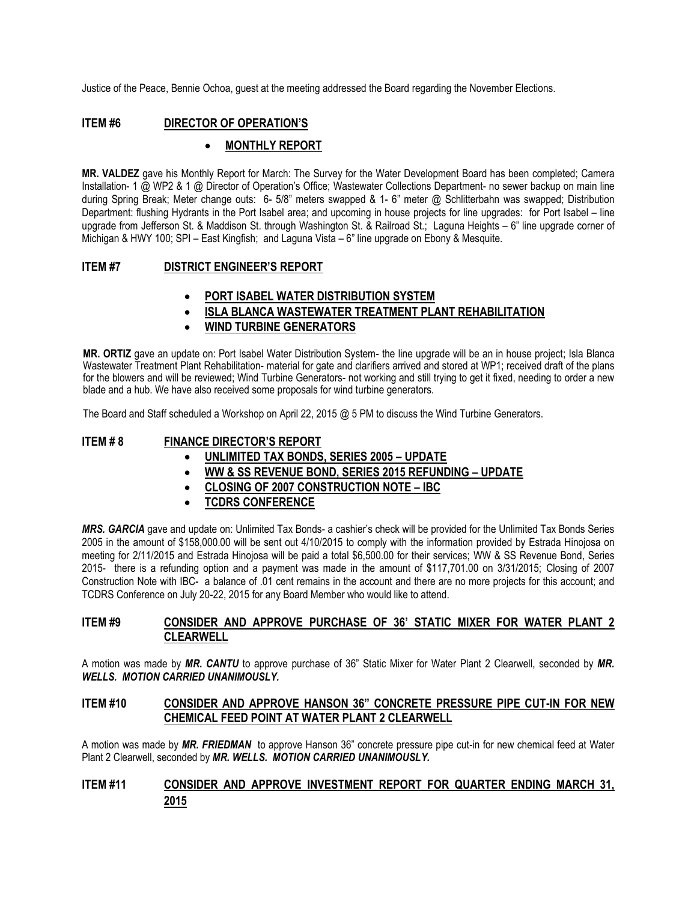Justice of the Peace, Bennie Ochoa, guest at the meeting addressed the Board regarding the November Elections.

## ITEM #6 DIRECTOR OF OPERATION'S

- **MONTHLY REPORT**

**MR. VALDEZ** gave his Monthly Report for March: The Survey for the Water Development Board has been completed; Camera Installation- 1 @ WP2 & 1 @ Director of Operation's Office; Wastewater Collections Department- no sewer backup on main line during Spring Break; Meter change outs: 6- 5/8" meters swapped & 1- 6" meter @ Schlitterbahn was swapped; Distribution Department: flushing Hydrants in the Port Isabel area; and upcoming in house projects for line upgrades: for Port Isabel – line upgrade from Jefferson St. & Maddison St. through Washington St. & Railroad St.; Laguna Heights – 6" line upgrade corner of Michigan & HWY 100; SPI – East Kingfish; and Laguna Vista – 6" line upgrade on Ebony & Mesquite.

## ITEM #7 DISTRICT ENGINEER'S REPORT

- **PORT ISABEL WATER DISTRIBUTION SYSTEM**
- **ISLA BLANCA WASTEWATER TREATMENT PLANT REHABILITATION**
- **WIND TURBINE GENERATORS**

**MR. ORTIZ** gave an update on: Port Isabel Water Distribution System- the line upgrade will be an in house project; Isla Blanca Wastewater Treatment Plant Rehabilitation- material for gate and clarifiers arrived and stored at WP1; received draft of the plans for the blowers and will be reviewed; Wind Turbine Generators- not working and still trying to get it fixed, needing to order a new blade and a hub. We have also received some proposals for wind turbine generators.

The Board and Staff scheduled a Workshop on April 22, 2015 @ 5 PM to discuss the Wind Turbine Generators.

## ITEM # 8 FINANCE DIRECTOR'S REPORT

- **UNLIMITED TAX BONDS, SERIES 2005 – UPDATE**
- **WW & SS REVENUE BOND, SERIES 2015 REFUNDING – UPDATE**
- **CLOSING OF 2007 CONSTRUCTION NOTE – IBC**
- **TCDRS CONFERENCE**

***MRS. GARCIA*** gave and update on: Unlimited Tax Bonds- a cashier's check will be provided for the Unlimited Tax Bonds Series 2005 in the amount of $158,000.00 will be sent out 4/10/2015 to comply with the information provided by Estrada Hinojosa on meeting for 2/11/2015 and Estrada Hinojosa will be paid a total $6,500.00 for their services; WW & SS Revenue Bond, Series 2015- there is a refunding option and a payment was made in the amount of $117,701.00 on 3/31/2015; Closing of 2007 Construction Note with IBC- a balance of .01 cent remains in the account and there are no more projects for this account; and TCDRS Conference on July 20-22, 2015 for any Board Member who would like to attend.

## ITEM #9 CONSIDER AND APPROVE PURCHASE OF 36' STATIC MIXER FOR WATER PLANT 2 CLEARWELL

A motion was made by ***MR. CANTU*** to approve purchase of 36" Static Mixer for Water Plant 2 Clearwell, seconded by ***MR. WELLS. MOTION CARRIED UNANIMOUSLY.***

## ITEM #10 CONSIDER AND APPROVE HANSON 36" CONCRETE PRESSURE PIPE CUT-IN FOR NEW CHEMICAL FEED POINT AT WATER PLANT 2 CLEARWELL

A motion was made by ***MR. FRIEDMAN*** to approve Hanson 36" concrete pressure pipe cut-in for new chemical feed at Water Plant 2 Clearwell, seconded by ***MR. WELLS. MOTION CARRIED UNANIMOUSLY.***

## ITEM #11 CONSIDER AND APPROVE INVESTMENT REPORT FOR QUARTER ENDING MARCH 31, 2015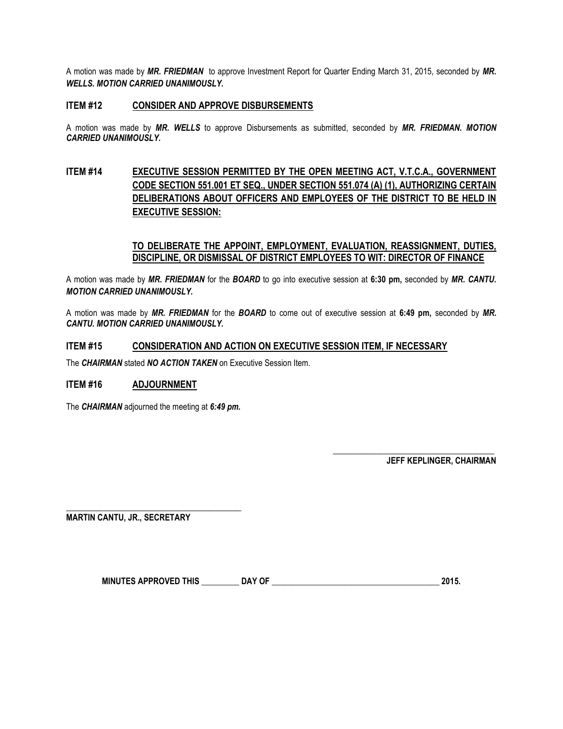A motion was made by ***MR. FRIEDMAN*** to approve Investment Report for Quarter Ending March 31, 2015, seconded by ***MR. WELLS. MOTION CARRIED UNANIMOUSLY.***

## ITEM #12 CONSIDER AND APPROVE DISBURSEMENTS

A motion was made by ***MR. WELLS*** to approve Disbursements as submitted, seconded by ***MR. FRIEDMAN. MOTION CARRIED UNANIMOUSLY.***

## ITEM #14 EXECUTIVE SESSION PERMITTED BY THE OPEN MEETING ACT, V.T.C.A., GOVERNMENT CODE SECTION 551.001 ET SEQ., UNDER SECTION 551.074 (A) (1), AUTHORIZING CERTAIN DELIBERATIONS ABOUT OFFICERS AND EMPLOYEES OF THE DISTRICT TO BE HELD IN EXECUTIVE SESSION:

**TO DELIBERATE THE APPOINT, EMPLOYMENT, EVALUATION, REASSIGNMENT, DUTIES, DISCIPLINE, OR DISMISSAL OF DISTRICT EMPLOYEES TO WIT: DIRECTOR OF FINANCE**

A motion was made by ***MR. FRIEDMAN*** for the ***BOARD*** to go into executive session at **6:30 pm,** seconded by ***MR. CANTU. MOTION CARRIED UNANIMOUSLY.***

A motion was made by ***MR. FRIEDMAN*** for the ***BOARD*** to come out of executive session at **6:49 pm,** seconded by ***MR. CANTU. MOTION CARRIED UNANIMOUSLY.***

## ITEM #15 CONSIDERATION AND ACTION ON EXECUTIVE SESSION ITEM, IF NECESSARY

The ***CHAIRMAN*** stated ***NO ACTION TAKEN*** on Executive Session Item.

## ITEM #16 ADJOURNMENT

The ***CHAIRMAN*** adjourned the meeting at ***6:49 pm.***

\_\_\_\_\_\_\_\_\_\_\_\_\_\_\_\_\_\_\_\_\_\_\_\_\_\_\_\_\_\_\_\_\_\_\_\_\_\_\_\_
**JEFF KEPLINGER, CHAIRMAN**

\_\_\_\_\_\_\_\_\_\_\_\_\_\_\_\_\_\_\_\_\_\_\_\_\_\_\_\_\_\_\_\_\_\_\_\_\_\_\_\_
**MARTIN CANTU, JR., SECRETARY**

**MINUTES APPROVED THIS \_\_\_\_\_\_\_\_\_ DAY OF \_\_\_\_\_\_\_\_\_\_\_\_\_\_\_\_\_\_\_\_\_\_\_\_\_\_\_\_\_\_\_\_\_\_\_\_\_\_\_\_ 2015.**